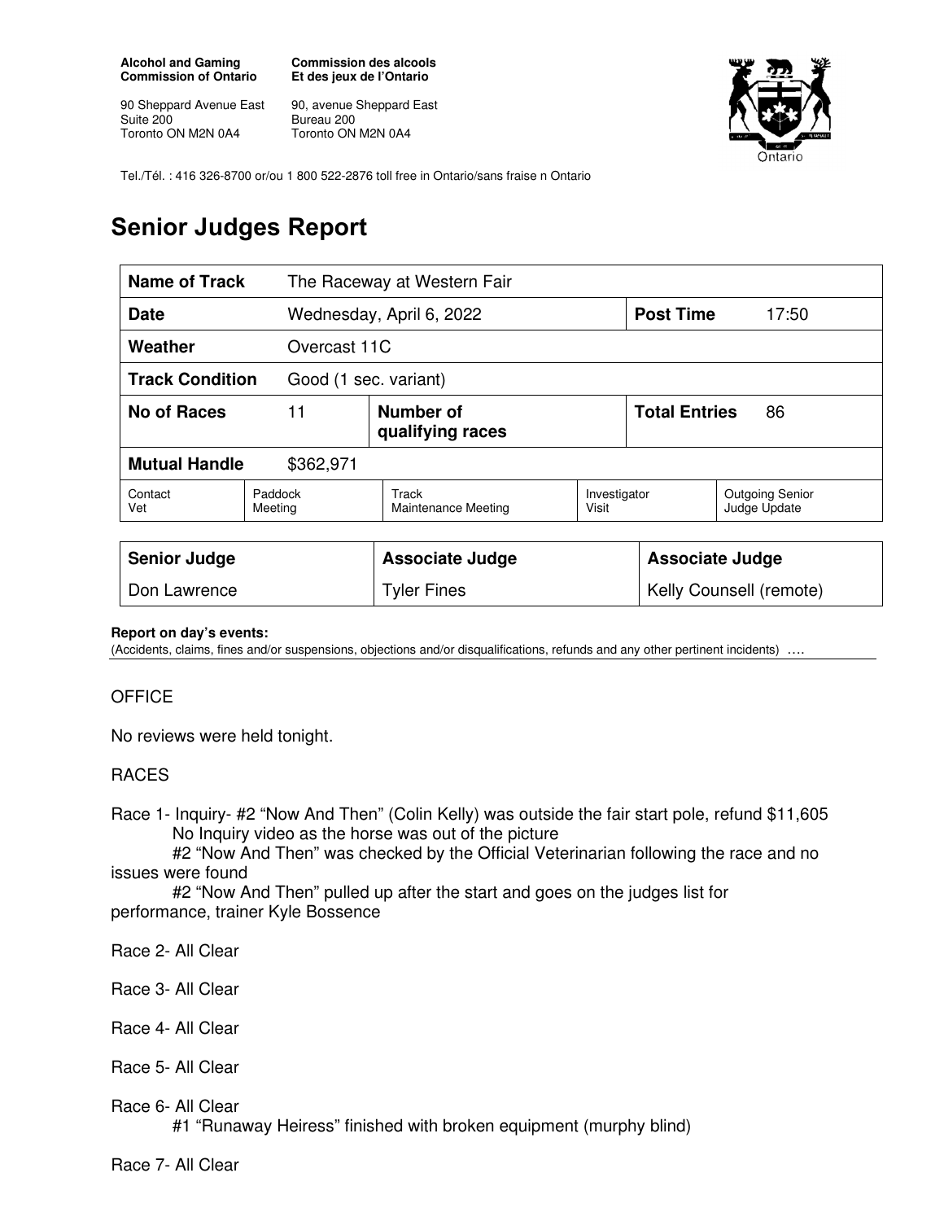**Alcohol and Gaming Commission of Ontario**

90 Sheppard Avenue East
Suite 200
Toronto ON M2N 0A4

**Commission des alcools Et des jeux de l'Ontario**

90, avenue Sheppard East
Bureau 200
Toronto ON M2N 0A4

Tel./Tél. : 416 326-8700 or/ou 1 800 522-2876 toll free in Ontario/sans fraise n Ontario

# Senior Judges Report

| **Name of Track** | The Raceway at Western Fair | | |
|---|---|---|---|
| **Date** | Wednesday, April 6, 2022 | **Post Time** | 17:50 |
| **Weather** | Overcast 11C | | |
| **Track Condition** | Good (1 sec. variant) | | |
| **No of Races** | 11 | **Number of qualifying races** | |
| **Total Entries** | 86 | | |
| **Mutual Handle** | $362,971 | | |

| Contact Vet | Paddock Meeting | Track Maintenance Meeting | Investigator Visit | Outgoing Senior Judge Update |
|---|---|---|---|---|

| **Senior Judge** | **Associate Judge** | **Associate Judge** |
|---|---|---|
| Don Lawrence | Tyler Fines | Kelly Counsell (remote) |

**Report on day's events:**
(Accidents, claims, fines and/or suspensions, objections and/or disqualifications, refunds and any other pertinent incidents) ….

OFFICE

No reviews were held tonight.

RACES

Race 1- Inquiry- #2 "Now And Then" (Colin Kelly) was outside the fair start pole, refund $11,605
No Inquiry video as the horse was out of the picture
#2 "Now And Then" was checked by the Official Veterinarian following the race and no issues were found
#2 "Now And Then" pulled up after the start and goes on the judges list for performance, trainer Kyle Bossence

Race 2- All Clear

Race 3- All Clear

Race 4- All Clear

Race 5- All Clear

Race 6- All Clear
#1 "Runaway Heiress" finished with broken equipment (murphy blind)

Race 7- All Clear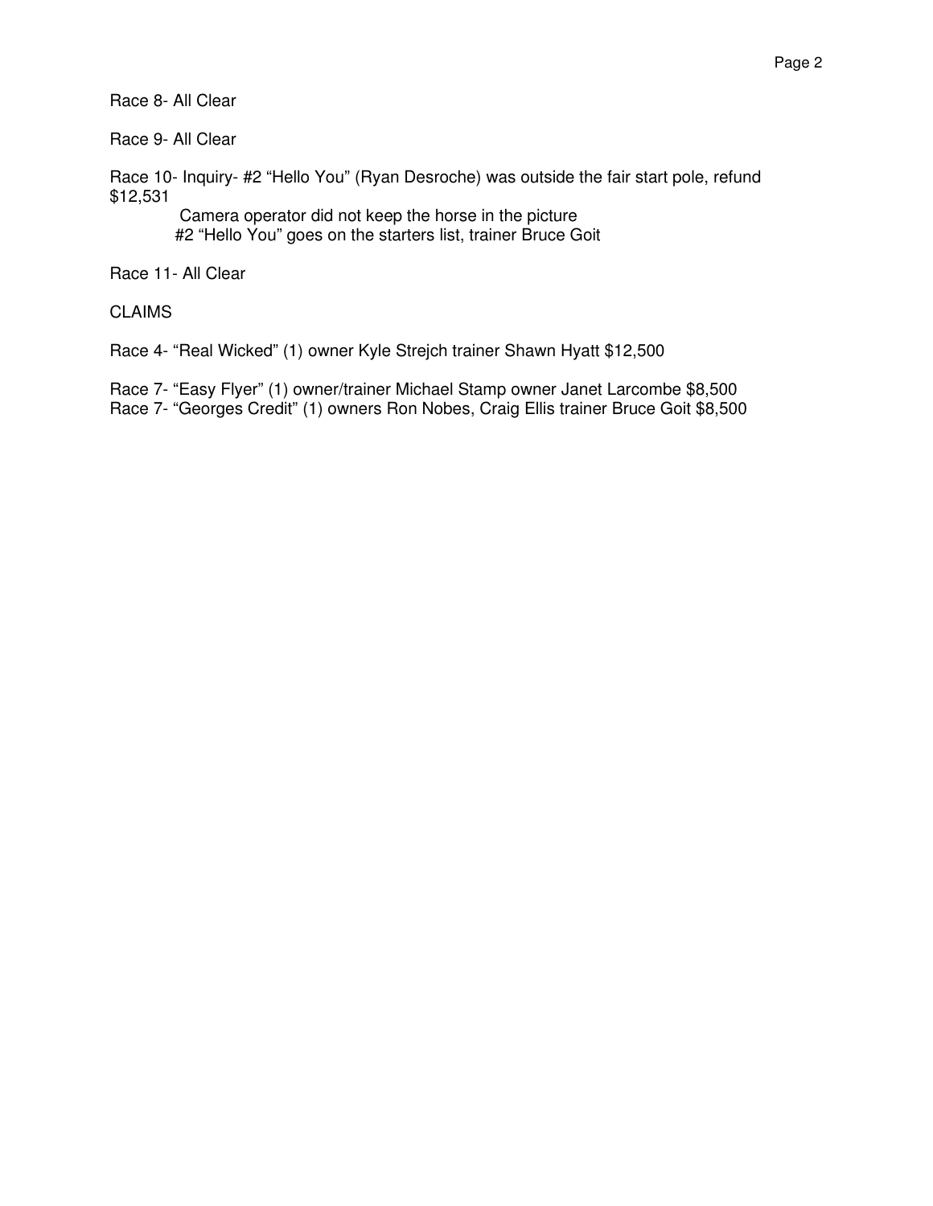Race 8- All Clear

Race 9- All Clear

Race 10- Inquiry- #2 “Hello You” (Ryan Desroche) was outside the fair start pole, refund $12,531

Camera operator did not keep the horse in the picture

#2 “Hello You” goes on the starters list, trainer Bruce Goit

Race 11- All Clear

CLAIMS

Race 4- “Real Wicked” (1) owner Kyle Strejch trainer Shawn Hyatt $12,500

Race 7- “Easy Flyer” (1) owner/trainer Michael Stamp owner Janet Larcombe $8,500

Race 7- “Georges Credit” (1) owners Ron Nobes, Craig Ellis trainer Bruce Goit $8,500